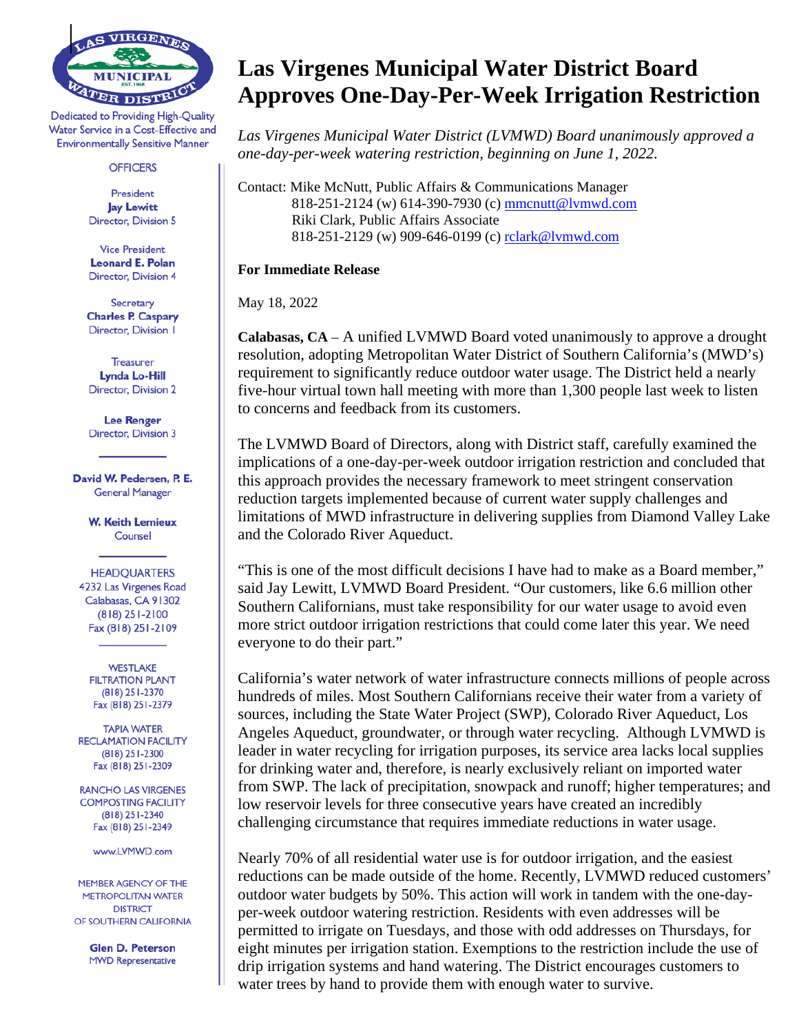Dedicated to Providing High-Quality Water Service in a Cost-Effective and Environmentally Sensitive Manner

OFFICERS

President
**Jay Lewitt**
Director, Division 5

Vice President
**Leonard E. Polan**
Director, Division 4

Secretary
**Charles P. Caspary**
Director, Division 1

Treasurer
**Lynda Lo-Hill**
Director, Division 2

**Lee Renger**
Director, Division 3

**David W. Pedersen, P. E.**
General Manager

**W. Keith Lemieux**
Counsel

HEADQUARTERS
4232 Las Virgenes Road
Calabasas, CA 91302
(818) 251-2100
Fax (818) 251-2109

WESTLAKE FILTRATION PLANT
(818) 251-2370
Fax (818) 251-2379

TAPIA WATER RECLAMATION FACILITY
(818) 251-2300
Fax (818) 251-2309

RANCHO LAS VIRGENES COMPOSTING FACILITY
(818) 251-2340
Fax (818) 251-2349

www.LVMWD.com

MEMBER AGENCY OF THE METROPOLITAN WATER DISTRICT OF SOUTHERN CALIFORNIA

**Glen D. Peterson**
MWD Representative

# Las Virgenes Municipal Water District Board Approves One-Day-Per-Week Irrigation Restriction

*Las Virgenes Municipal Water District (LVMWD) Board unanimously approved a one-day-per-week watering restriction, beginning on June 1, 2022.*

Contact: Mike McNutt, Public Affairs & Communications Manager
818-251-2124 (w) 614-390-7930 (c) mmcnutt@lvmwd.com
Riki Clark, Public Affairs Associate
818-251-2129 (w) 909-646-0199 (c) rclark@lvmwd.com

**For Immediate Release**

May 18, 2022

**Calabasas, CA** – A unified LVMWD Board voted unanimously to approve a drought resolution, adopting Metropolitan Water District of Southern California's (MWD's) requirement to significantly reduce outdoor water usage. The District held a nearly five-hour virtual town hall meeting with more than 1,300 people last week to listen to concerns and feedback from its customers.

The LVMWD Board of Directors, along with District staff, carefully examined the implications of a one-day-per-week outdoor irrigation restriction and concluded that this approach provides the necessary framework to meet stringent conservation reduction targets implemented because of current water supply challenges and limitations of MWD infrastructure in delivering supplies from Diamond Valley Lake and the Colorado River Aqueduct.

"This is one of the most difficult decisions I have had to make as a Board member," said Jay Lewitt, LVMWD Board President. "Our customers, like 6.6 million other Southern Californians, must take responsibility for our water usage to avoid even more strict outdoor irrigation restrictions that could come later this year. We need everyone to do their part."

California's water network of water infrastructure connects millions of people across hundreds of miles. Most Southern Californians receive their water from a variety of sources, including the State Water Project (SWP), Colorado River Aqueduct, Los Angeles Aqueduct, groundwater, or through water recycling. Although LVMWD is leader in water recycling for irrigation purposes, its service area lacks local supplies for drinking water and, therefore, is nearly exclusively reliant on imported water from SWP. The lack of precipitation, snowpack and runoff; higher temperatures; and low reservoir levels for three consecutive years have created an incredibly challenging circumstance that requires immediate reductions in water usage.

Nearly 70% of all residential water use is for outdoor irrigation, and the easiest reductions can be made outside of the home. Recently, LVMWD reduced customers' outdoor water budgets by 50%. This action will work in tandem with the one-day-per-week outdoor watering restriction. Residents with even addresses will be permitted to irrigate on Tuesdays, and those with odd addresses on Thursdays, for eight minutes per irrigation station. Exemptions to the restriction include the use of drip irrigation systems and hand watering. The District encourages customers to water trees by hand to provide them with enough water to survive.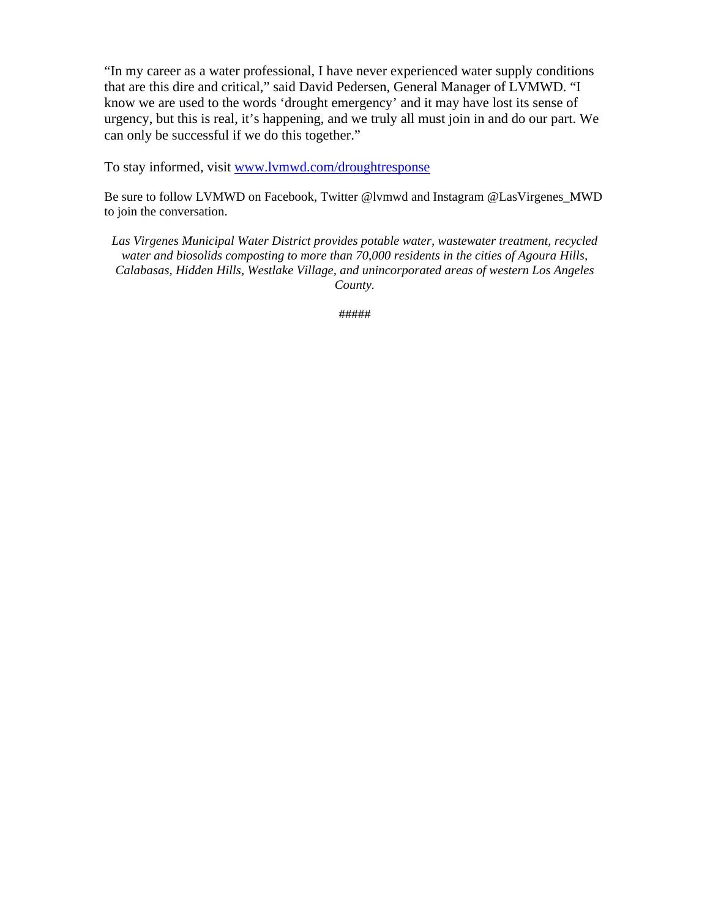"In my career as a water professional, I have never experienced water supply conditions that are this dire and critical," said David Pedersen, General Manager of LVMWD. "I know we are used to the words 'drought emergency' and it may have lost its sense of urgency, but this is real, it's happening, and we truly all must join in and do our part. We can only be successful if we do this together."

To stay informed, visit [www.lvmwd.com/droughtresponse](www.lvmwd.com/droughtresponse)

Be sure to follow LVMWD on Facebook, Twitter @lvmwd and Instagram @LasVirgenes_MWD to join the conversation.

*Las Virgenes Municipal Water District provides potable water, wastewater treatment, recycled water and biosolids composting to more than 70,000 residents in the cities of Agoura Hills, Calabasas, Hidden Hills, Westlake Village, and unincorporated areas of western Los Angeles County.*

#####